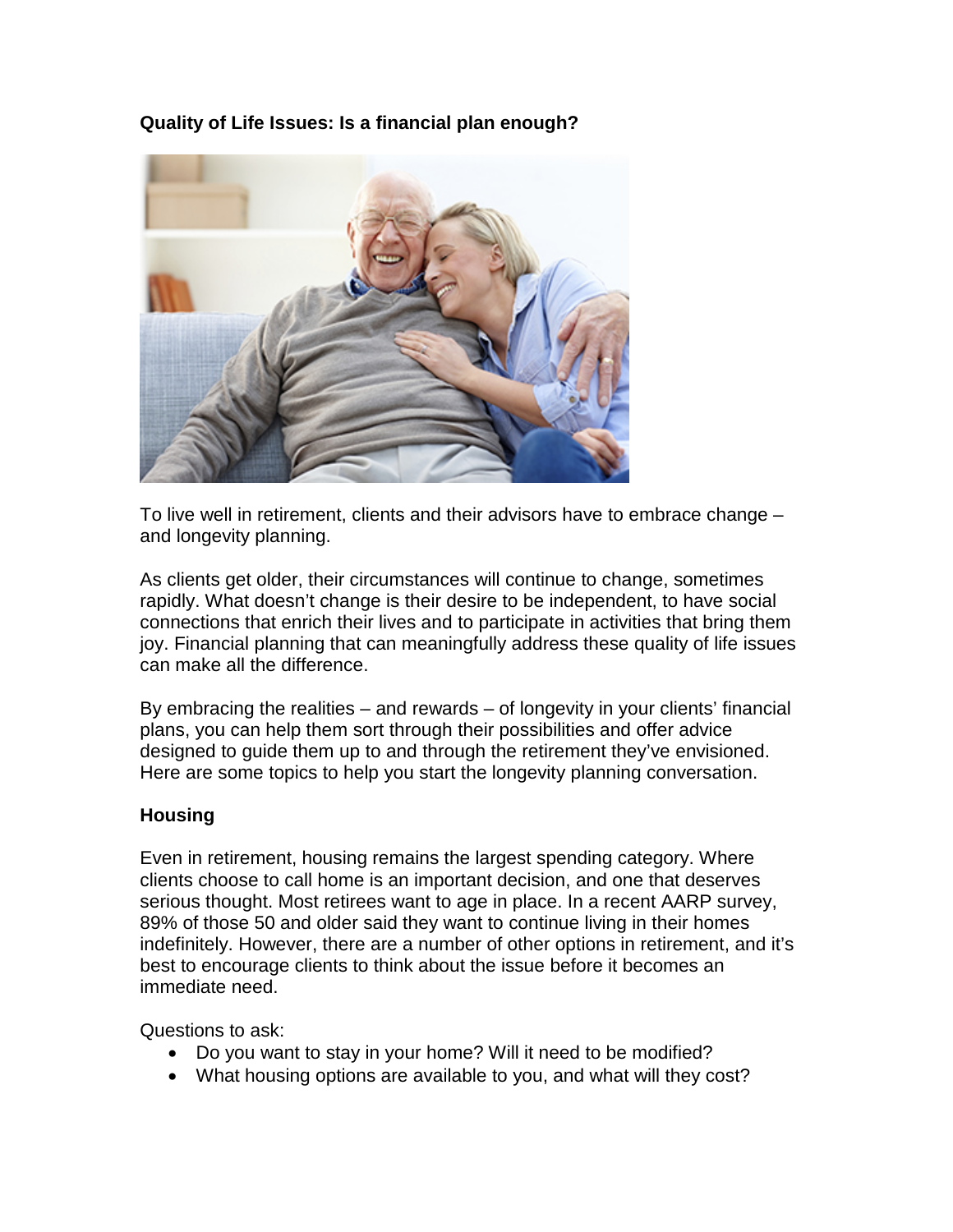**Quality of Life Issues: Is a financial plan enough?**

To live well in retirement, clients and their advisors have to embrace change – and longevity planning.

As clients get older, their circumstances will continue to change, sometimes rapidly. What doesn't change is their desire to be independent, to have social connections that enrich their lives and to participate in activities that bring them joy. Financial planning that can meaningfully address these quality of life issues can make all the difference.

By embracing the realities – and rewards – of longevity in your clients' financial plans, you can help them sort through their possibilities and offer advice designed to guide them up to and through the retirement they've envisioned. Here are some topics to help you start the longevity planning conversation.

**Housing**

Even in retirement, housing remains the largest spending category. Where clients choose to call home is an important decision, and one that deserves serious thought. Most retirees want to age in place. In a recent AARP survey, 89% of those 50 and older said they want to continue living in their homes indefinitely. However, there are a number of other options in retirement, and it's best to encourage clients to think about the issue before it becomes an immediate need.

Questions to ask:

- Do you want to stay in your home? Will it need to be modified?
- What housing options are available to you, and what will they cost?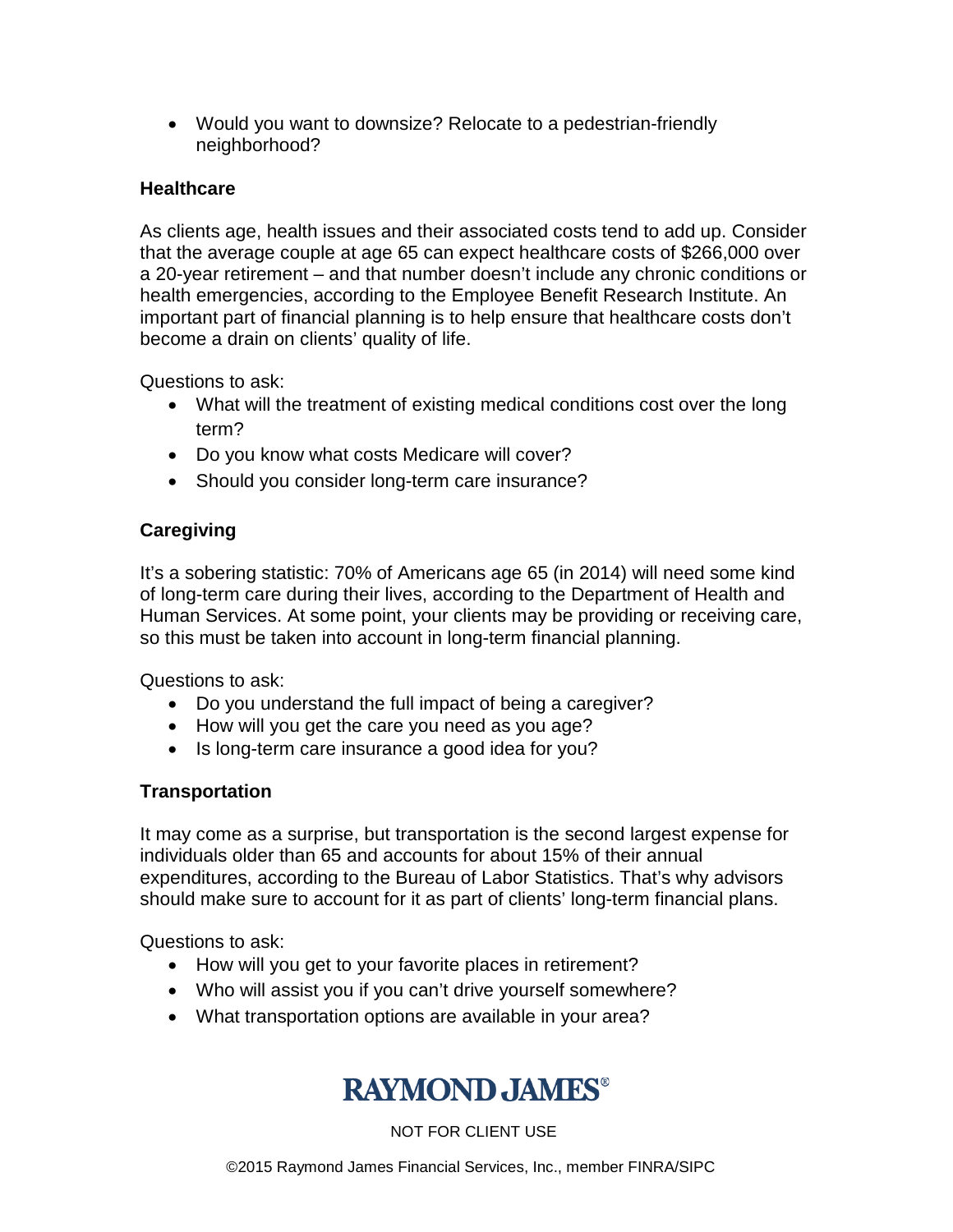- Would you want to downsize? Relocate to a pedestrian-friendly neighborhood?

**Healthcare**

As clients age, health issues and their associated costs tend to add up. Consider that the average couple at age 65 can expect healthcare costs of $266,000 over a 20-year retirement – and that number doesn't include any chronic conditions or health emergencies, according to the Employee Benefit Research Institute. An important part of financial planning is to help ensure that healthcare costs don't become a drain on clients' quality of life.

Questions to ask:

- What will the treatment of existing medical conditions cost over the long term?
- Do you know what costs Medicare will cover?
- Should you consider long-term care insurance?

**Caregiving**

It's a sobering statistic: 70% of Americans age 65 (in 2014) will need some kind of long-term care during their lives, according to the Department of Health and Human Services. At some point, your clients may be providing or receiving care, so this must be taken into account in long-term financial planning.

Questions to ask:

- Do you understand the full impact of being a caregiver?
- How will you get the care you need as you age?
- Is long-term care insurance a good idea for you?

**Transportation**

It may come as a surprise, but transportation is the second largest expense for individuals older than 65 and accounts for about 15% of their annual expenditures, according to the Bureau of Labor Statistics. That's why advisors should make sure to account for it as part of clients' long-term financial plans.

Questions to ask:

- How will you get to your favorite places in retirement?
- Who will assist you if you can't drive yourself somewhere?
- What transportation options are available in your area?

RAYMOND JAMES®

NOT FOR CLIENT USE

©2015 Raymond James Financial Services, Inc., member FINRA/SIPC